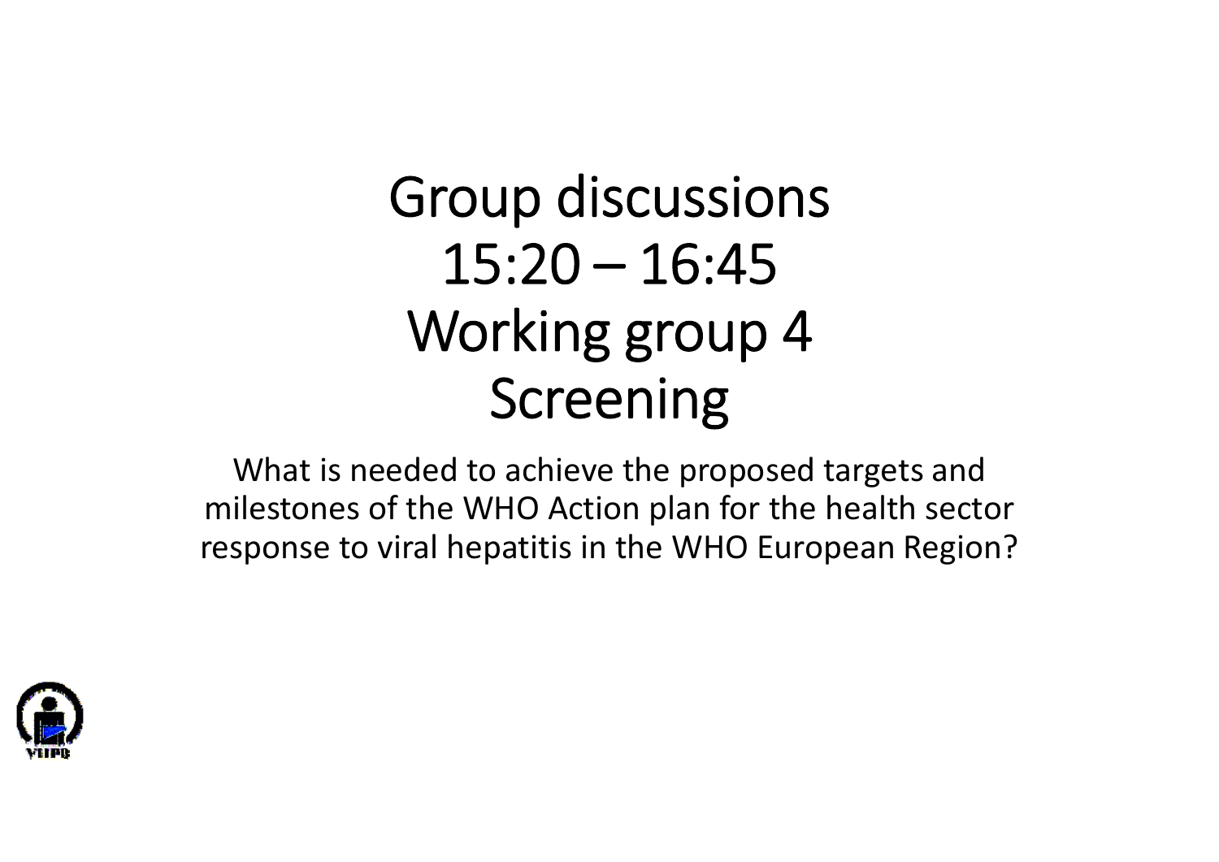# Group discussions
# 15:20 – 16:45
# Working group 4
# Screening

What is needed to achieve the proposed targets and milestones of the WHO Action plan for the health sector response to viral hepatitis in the WHO European Region?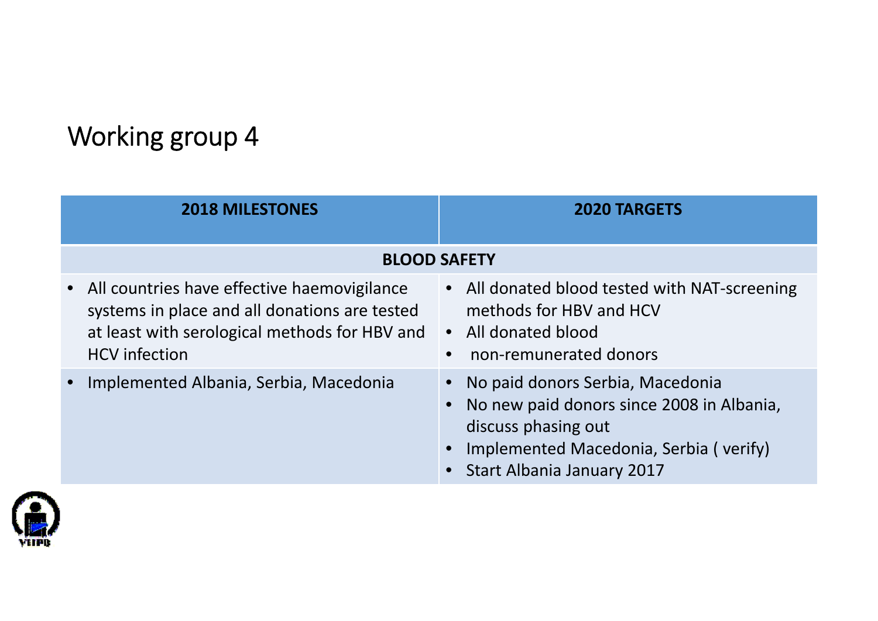# Working group 4

| 2018 MILESTONES | 2020 TARGETS |
|---|---|
| **BLOOD SAFETY** | |
| • All countries have effective haemovigilance systems in place and all donations are tested at least with serological methods for HBV and HCV infection | • All donated blood tested with NAT-screening methods for HBV and HCV<br>• All donated blood<br>• non-remunerated donors |
| • Implemented Albania, Serbia, Macedonia | • No paid donors Serbia, Macedonia<br>• No new paid donors since 2008 in Albania, discuss phasing out<br>• Implemented Macedonia, Serbia ( verify)<br>• Start Albania January 2017 |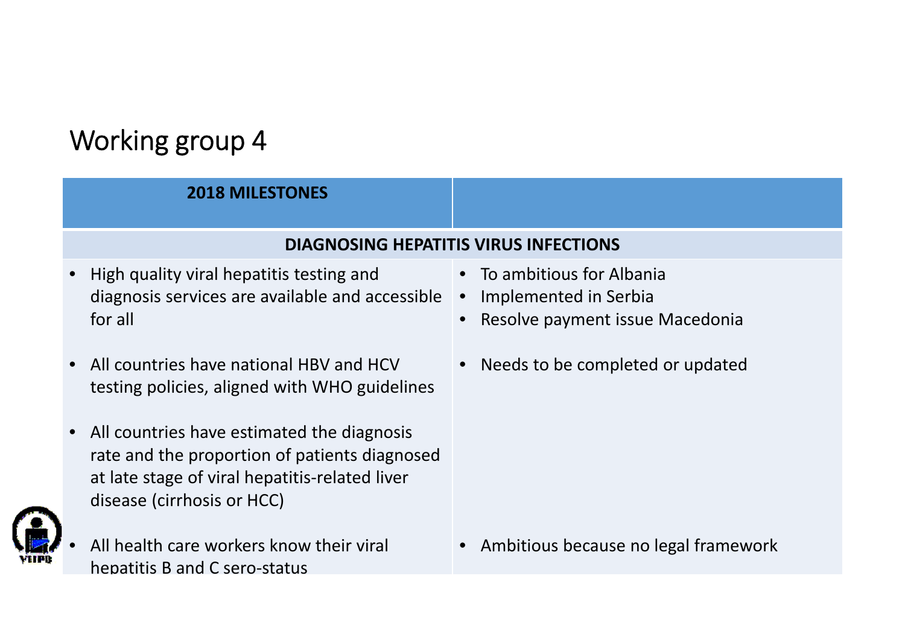# Working group 4

| 2018 MILESTONES | |
| --- | --- |
| **DIAGNOSING HEPATITIS VIRUS INFECTIONS** | |
| • High quality viral hepatitis testing and diagnosis services are available and accessible for all | • To ambitious for Albania<br>• Implemented in Serbia<br>• Resolve payment issue Macedonia |
| • All countries have national HBV and HCV testing policies, aligned with WHO guidelines | • Needs to be completed or updated |
| • All countries have estimated the diagnosis rate and the proportion of patients diagnosed at late stage of viral hepatitis-related liver disease (cirrhosis or HCC) | |
| • All health care workers know their viral hepatitis B and C sero-status | • Ambitious because no legal framework |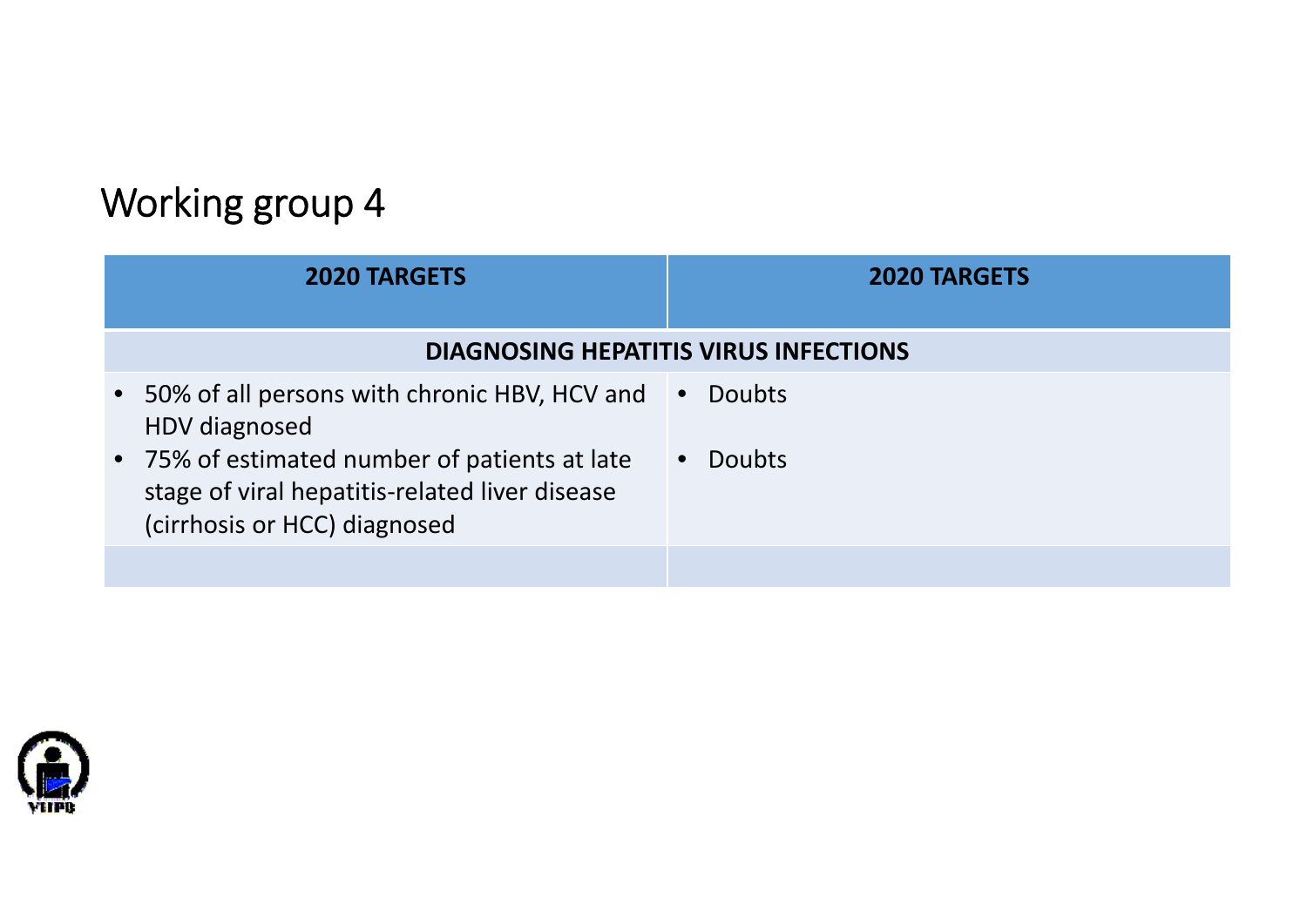# Working group 4

| 2020 TARGETS | 2020 TARGETS |
|---|---|
| **DIAGNOSING HEPATITIS VIRUS INFECTIONS** | |
| • 50% of all persons with chronic HBV, HCV and HDV diagnosed<br>• 75% of estimated number of patients at late stage of viral hepatitis-related liver disease (cirrhosis or HCC) diagnosed | • Doubts<br>• Doubts |
| | |